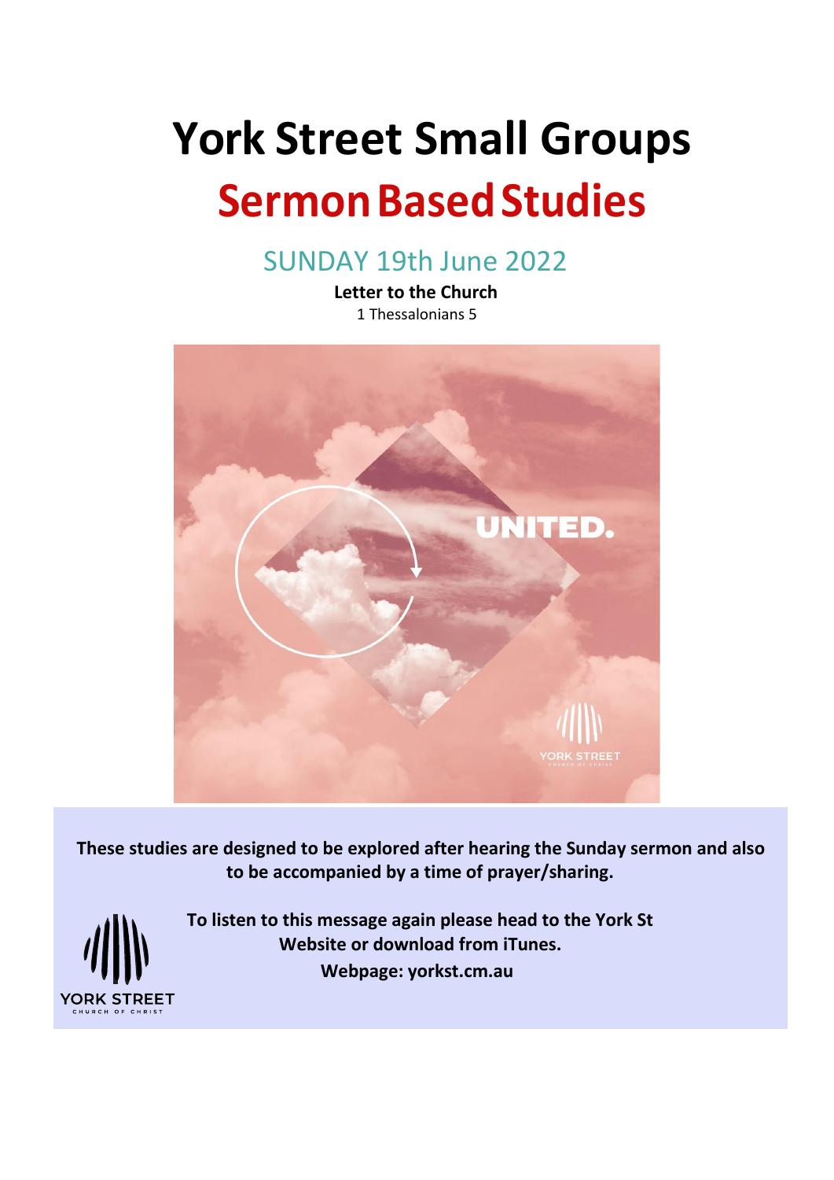# York Street Small Groups

# Sermon Based Studies

## SUNDAY 19th June 2022

**Letter to the Church**

1 Thessalonians 5

**These studies are designed to be explored after hearing the Sunday sermon and also to be accompanied by a time of prayer/sharing.**

**To listen to this message again please head to the York St Website or download from iTunes.**

**Webpage: yorkst.cm.au**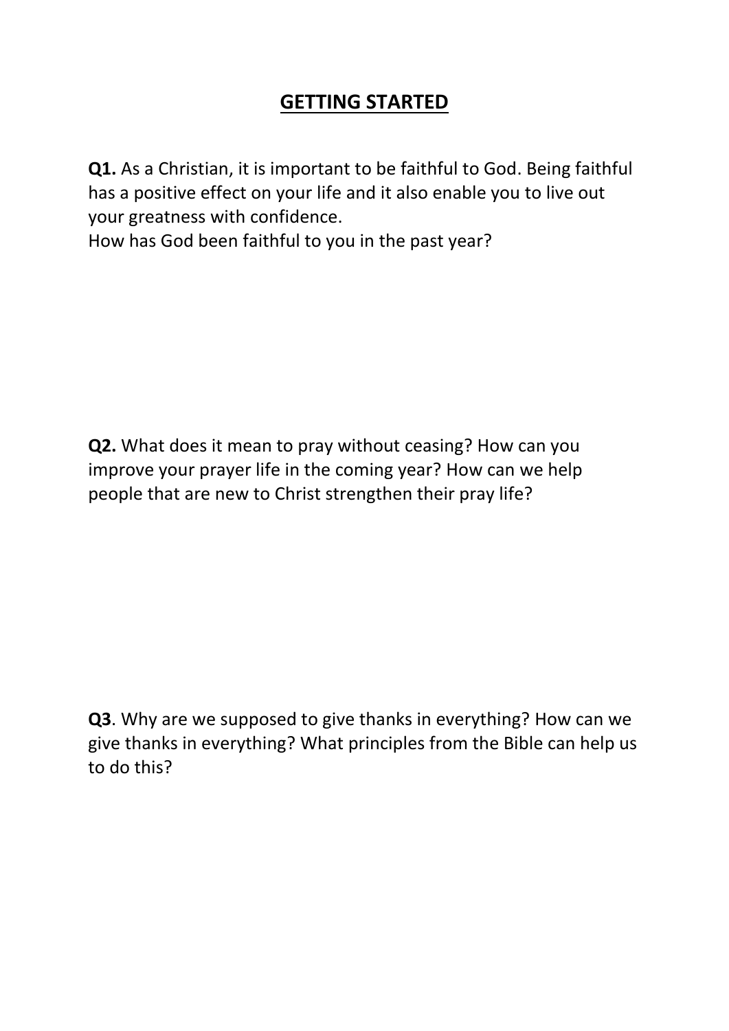## GETTING STARTED

**Q1.** As a Christian, it is important to be faithful to God. Being faithful has a positive effect on your life and it also enable you to live out your greatness with confidence.
How has God been faithful to you in the past year?

**Q2.** What does it mean to pray without ceasing? How can you improve your prayer life in the coming year? How can we help people that are new to Christ strengthen their pray life?

**Q3**. Why are we supposed to give thanks in everything? How can we give thanks in everything? What principles from the Bible can help us to do this?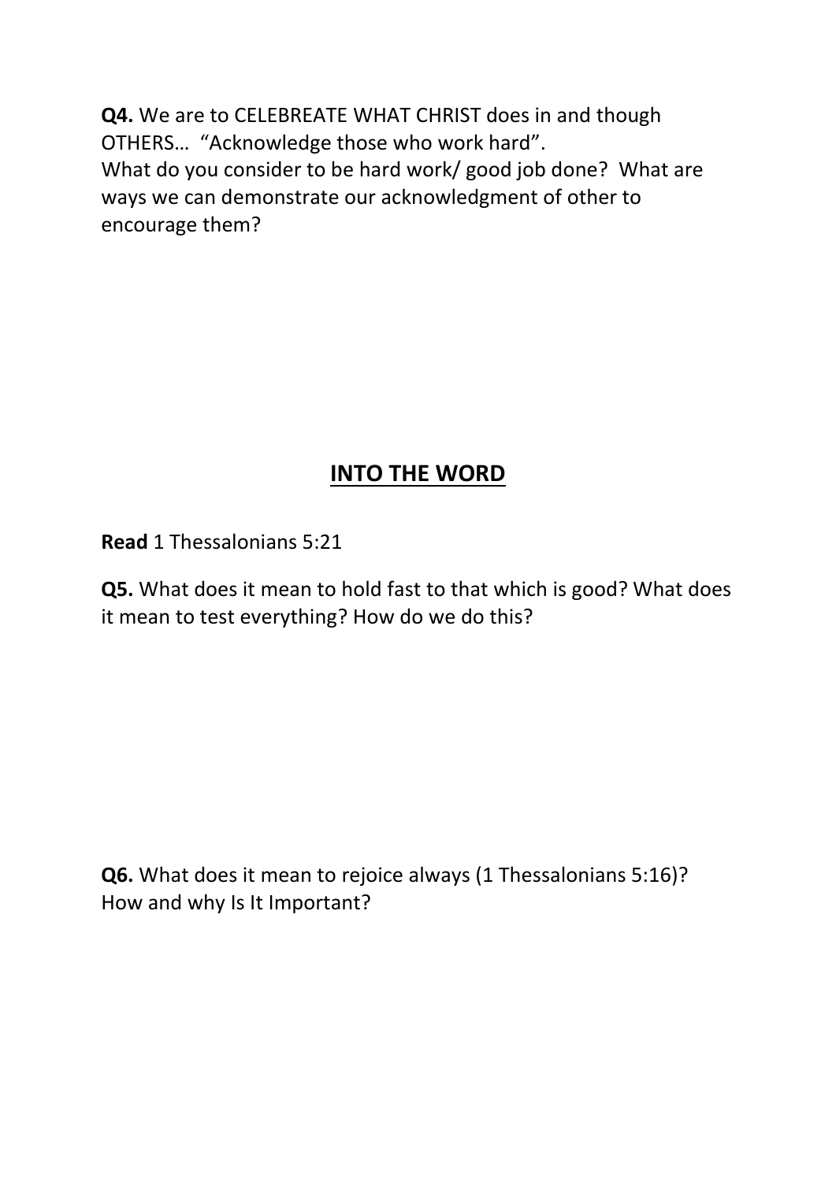**Q4.** We are to CELEBREATE WHAT CHRIST does in and though OTHERS… "Acknowledge those who work hard".
What do you consider to be hard work/ good job done? What are ways we can demonstrate our acknowledgment of other to encourage them?

## INTO THE WORD

**Read** 1 Thessalonians 5:21

**Q5.** What does it mean to hold fast to that which is good? What does it mean to test everything? How do we do this?

**Q6.** What does it mean to rejoice always (1 Thessalonians 5:16)? How and why Is It Important?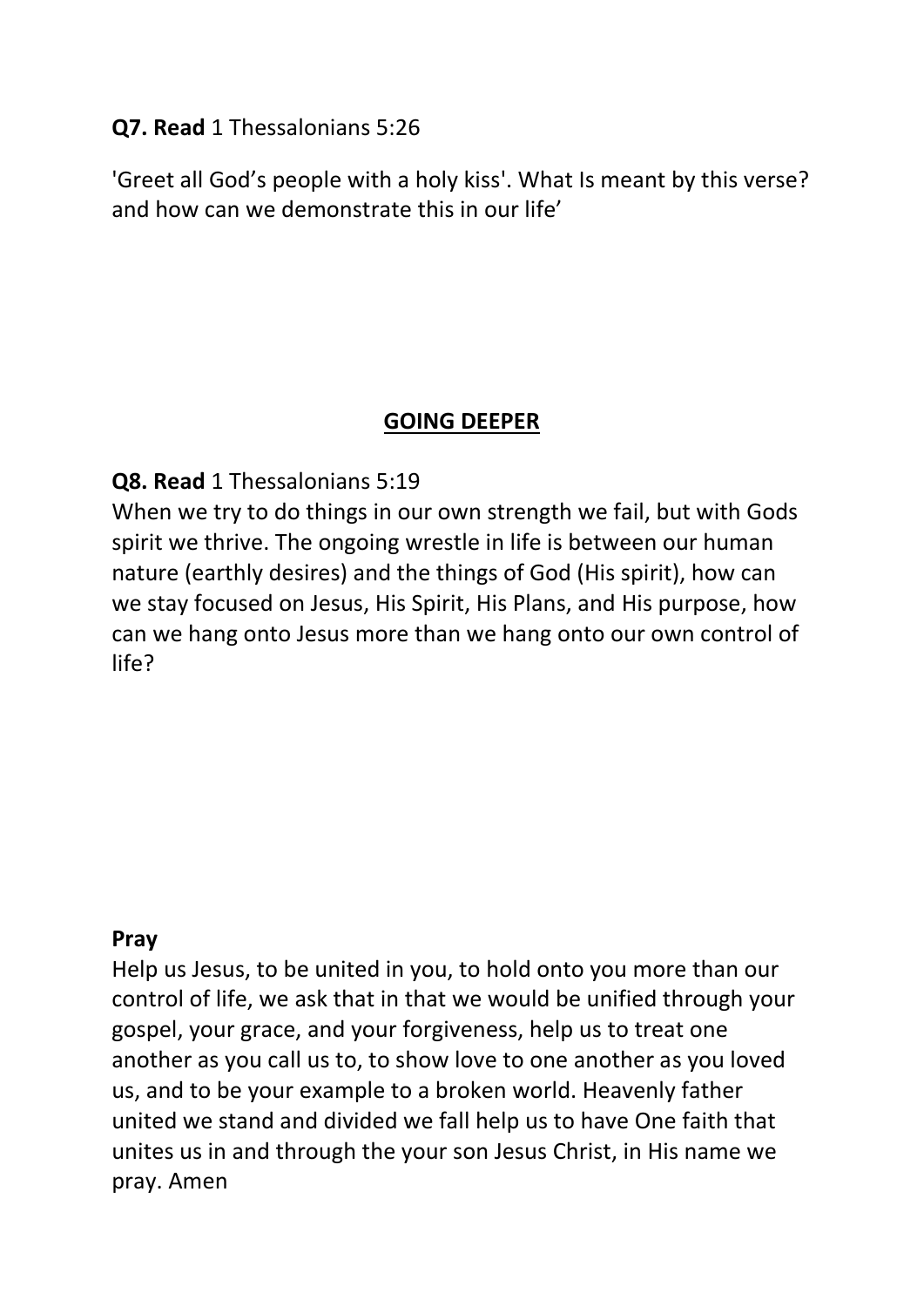**Q7. Read** 1 Thessalonians 5:26

'Greet all God's people with a holy kiss'. What Is meant by this verse? and how can we demonstrate this in our life'

## GOING DEEPER

**Q8. Read** 1 Thessalonians 5:19

When we try to do things in our own strength we fail, but with Gods spirit we thrive. The ongoing wrestle in life is between our human nature (earthly desires) and the things of God (His spirit), how can we stay focused on Jesus, His Spirit, His Plans, and His purpose, how can we hang onto Jesus more than we hang onto our own control of life?

**Pray**

Help us Jesus, to be united in you, to hold onto you more than our control of life, we ask that in that we would be unified through your gospel, your grace, and your forgiveness, help us to treat one another as you call us to, to show love to one another as you loved us, and to be your example to a broken world. Heavenly father united we stand and divided we fall help us to have One faith that unites us in and through the your son Jesus Christ, in His name we pray. Amen